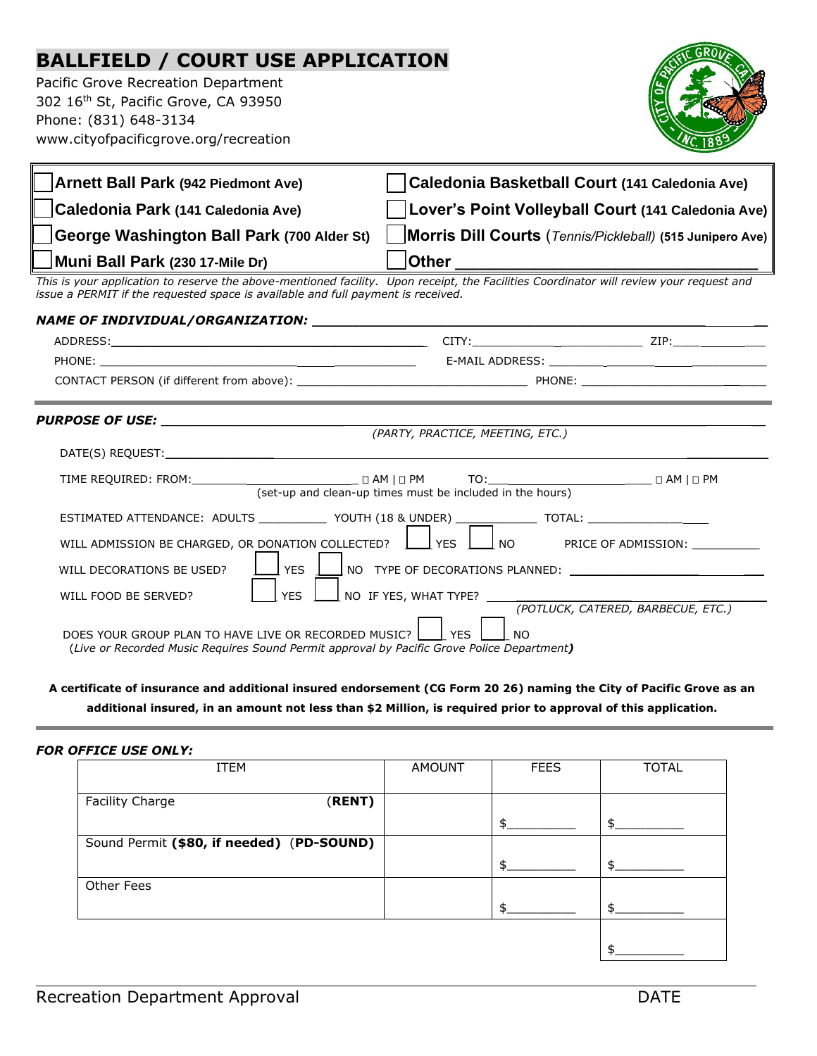# BALLFIELD / COURT USE APPLICATION

Pacific Grove Recreation Department
302 16th St, Pacific Grove, CA 93950
Phone: (831) 648-3134
www.cityofpacificgrove.org/recreation

| | |
|---|---|
| ☐ **Arnett Ball Park** **(942 Piedmont Ave)** | ☐ **Caledonia Basketball Court** **(141 Caledonia Ave)** |
| ☐ **Caledonia Park** **(141 Caledonia Ave)** | ☐ **Lover's Point Volleyball Court** **(141 Caledonia Ave)** |
| ☐ **George Washington Ball Park** **(700 Alder St)** | ☐ **Morris Dill Courts** (*Tennis/Pickleball*) **(515 Junipero Ave)** |
| ☐ **Muni Ball Park** **(230 17-Mile Dr)** | ☐ **Other** ______________________________ |

*This is your application to reserve the above-mentioned facility. Upon receipt, the Facilities Coordinator will review your request and issue a PERMIT if the requested space is available and full payment is received.*

***NAME OF INDIVIDUAL/ORGANIZATION:*** ______________________________________________

ADDRESS: ______________________________ CITY: ____________________ ZIP: __________

PHONE: ______________________________ E-MAIL ADDRESS: ______________________________

CONTACT PERSON (if different from above): ______________________________ PHONE: ______________________

***PURPOSE OF USE:*** ______________________________________________
*(PARTY, PRACTICE, MEETING, ETC.)*

DATE(S) REQUEST: ______________________________________________

TIME REQUIRED: FROM: ____________________ ☐ AM | ☐ PM TO: ____________________ ☐ AM | ☐ PM
(set-up and clean-up times must be included in the hours)

ESTIMATED ATTENDANCE: ADULTS __________ YOUTH (18 & UNDER) __________ TOTAL: __________

WILL ADMISSION BE CHARGED, OR DONATION COLLECTED? ☐ YES ☐ NO PRICE OF ADMISSION: __________

WILL DECORATIONS BE USED? ☐ YES ☐ NO TYPE OF DECORATIONS PLANNED: ______________________

WILL FOOD BE SERVED? ☐ YES ☐ NO IF YES, WHAT TYPE? ______________________
*(POTLUCK, CATERED, BARBECUE, ETC.)*

DOES YOUR GROUP PLAN TO HAVE LIVE OR RECORDED MUSIC? ☐ YES ☐ NO
(*Live or Recorded Music Requires Sound Permit approval by Pacific Grove Police Department*)

**A certificate of insurance and additional insured endorsement (CG Form 20 26) naming the City of Pacific Grove as an additional insured, in an amount not less than $2 Million, is required prior to approval of this application.**

***FOR OFFICE USE ONLY:***

| ITEM | AMOUNT | FEES | TOTAL |
|---|---|---|---|
| Facility Charge (**RENT**) | | $__________ | $__________ |
| Sound Permit **($80, if needed)** (**PD-SOUND**) | | $__________ | $__________ |
| Other Fees | | $__________ | $__________ |
| | | | $__________ |

Recreation Department Approval DATE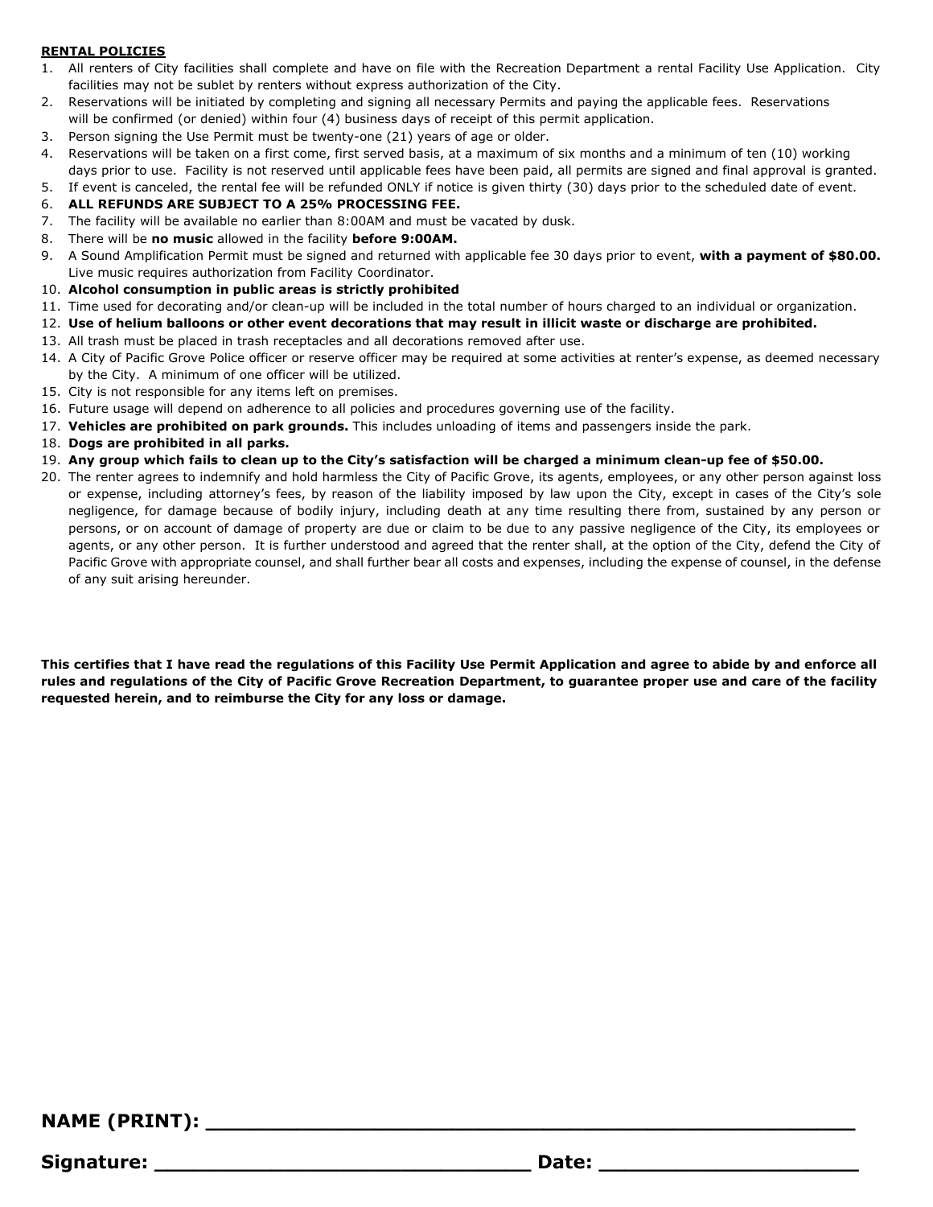**RENTAL POLICIES**

1. All renters of City facilities shall complete and have on file with the Recreation Department a rental Facility Use Application. City facilities may not be sublet by renters without express authorization of the City.
2. Reservations will be initiated by completing and signing all necessary Permits and paying the applicable fees. Reservations will be confirmed (or denied) within four (4) business days of receipt of this permit application.
3. Person signing the Use Permit must be twenty-one (21) years of age or older.
4. Reservations will be taken on a first come, first served basis, at a maximum of six months and a minimum of ten (10) working days prior to use. Facility is not reserved until applicable fees have been paid, all permits are signed and final approval is granted.
5. If event is canceled, the rental fee will be refunded ONLY if notice is given thirty (30) days prior to the scheduled date of event.
6. **ALL REFUNDS ARE SUBJECT TO A 25% PROCESSING FEE.**
7. The facility will be available no earlier than 8:00AM and must be vacated by dusk.
8. There will be **no music** allowed in the facility **before 9:00AM.**
9. A Sound Amplification Permit must be signed and returned with applicable fee 30 days prior to event, **with a payment of $80.00.** Live music requires authorization from Facility Coordinator.
10. **Alcohol consumption in public areas is strictly prohibited**
11. Time used for decorating and/or clean-up will be included in the total number of hours charged to an individual or organization.
12. **Use of helium balloons or other event decorations that may result in illicit waste or discharge are prohibited.**
13. All trash must be placed in trash receptacles and all decorations removed after use.
14. A City of Pacific Grove Police officer or reserve officer may be required at some activities at renter's expense, as deemed necessary by the City. A minimum of one officer will be utilized.
15. City is not responsible for any items left on premises.
16. Future usage will depend on adherence to all policies and procedures governing use of the facility.
17. **Vehicles are prohibited on park grounds.** This includes unloading of items and passengers inside the park.
18. **Dogs are prohibited in all parks.**
19. **Any group which fails to clean up to the City's satisfaction will be charged a minimum clean-up fee of $50.00.**
20. The renter agrees to indemnify and hold harmless the City of Pacific Grove, its agents, employees, or any other person against loss or expense, including attorney's fees, by reason of the liability imposed by law upon the City, except in cases of the City's sole negligence, for damage because of bodily injury, including death at any time resulting there from, sustained by any person or persons, or on account of damage of property are due or claim to be due to any passive negligence of the City, its employees or agents, or any other person. It is further understood and agreed that the renter shall, at the option of the City, defend the City of Pacific Grove with appropriate counsel, and shall further bear all costs and expenses, including the expense of counsel, in the defense of any suit arising hereunder.

**This certifies that I have read the regulations of this Facility Use Permit Application and agree to abide by and enforce all rules and regulations of the City of Pacific Grove Recreation Department, to guarantee proper use and care of the facility requested herein, and to reimburse the City for any loss or damage.**

**NAME (PRINT): ______________________________________________**

**Signature: ___________________________ Date: ____________________**